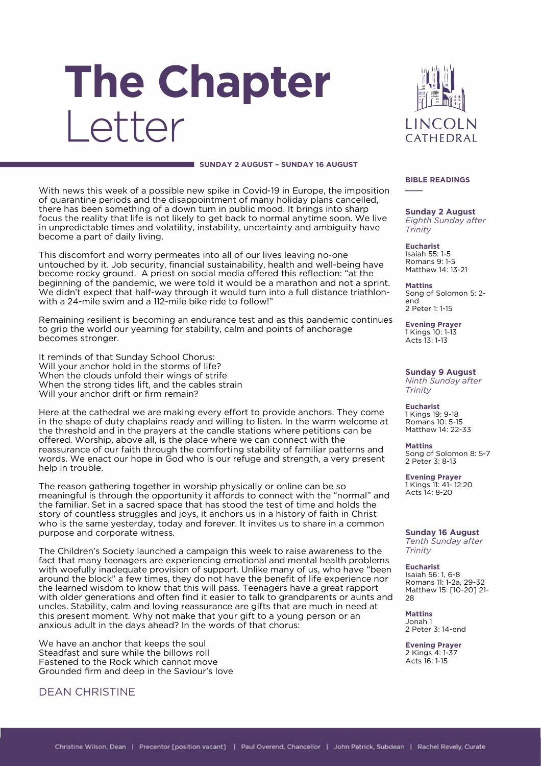# The Chapter Letter

LINCOLN CATHEDRAL

**SUNDAY 2 AUGUST – SUNDAY 16 AUGUST**

With news this week of a possible new spike in Covid-19 in Europe, the imposition of quarantine periods and the disappointment of many holiday plans cancelled, there has been something of a down turn in public mood. It brings into sharp focus the reality that life is not likely to get back to normal anytime soon. We live in unpredictable times and volatility, instability, uncertainty and ambiguity have become a part of daily living.

This discomfort and worry permeates into all of our lives leaving no-one untouched by it. Job security, financial sustainability, health and well-being have become rocky ground. A priest on social media offered this reflection: "at the beginning of the pandemic, we were told it would be a marathon and not a sprint. We didn't expect that half-way through it would turn into a full distance triathlon- with a 24-mile swim and a 112-mile bike ride to follow!"

Remaining resilient is becoming an endurance test and as this pandemic continues to grip the world our yearning for stability, calm and points of anchorage becomes stronger.

It reminds of that Sunday School Chorus:
Will your anchor hold in the storms of life?
When the clouds unfold their wings of strife
When the strong tides lift, and the cables strain
Will your anchor drift or firm remain?

Here at the cathedral we are making every effort to provide anchors. They come in the shape of duty chaplains ready and willing to listen. In the warm welcome at the threshold and in the prayers at the candle stations where petitions can be offered. Worship, above all, is the place where we can connect with the reassurance of our faith through the comforting stability of familiar patterns and words. We enact our hope in God who is our refuge and strength, a very present help in trouble.

The reason gathering together in worship physically or online can be so meaningful is through the opportunity it affords to connect with the "normal" and the familiar. Set in a sacred space that has stood the test of time and holds the story of countless struggles and joys, it anchors us in a history of faith in Christ who is the same yesterday, today and forever. It invites us to share in a common purpose and corporate witness.

The Children's Society launched a campaign this week to raise awareness to the fact that many teenagers are experiencing emotional and mental health problems with woefully inadequate provision of support. Unlike many of us, who have "been around the block" a few times, they do not have the benefit of life experience nor the learned wisdom to know that this will pass. Teenagers have a great rapport with older generations and often find it easier to talk to grandparents or aunts and uncles. Stability, calm and loving reassurance are gifts that are much in need at this present moment. Why not make that your gift to a young person or an anxious adult in the days ahead? In the words of that chorus:

We have an anchor that keeps the soul
Steadfast and sure while the billows roll
Fastened to the Rock which cannot move
Grounded firm and deep in the Saviour's love

DEAN CHRISTINE

## BIBLE READINGS

**Sunday 2 August**
*Eighth Sunday after Trinity*

**Eucharist**
Isaiah 55: 1-5
Romans 9: 1-5
Matthew 14: 13-21

**Mattins**
Song of Solomon 5: 2-end
2 Peter 1: 1-15

**Evening Prayer**
1 Kings 10: 1-13
Acts 13: 1-13

**Sunday 9 August**
*Ninth Sunday after Trinity*

**Eucharist**
1 Kings 19: 9-18
Romans 10: 5-15
Matthew 14: 22-33

**Mattins**
Song of Solomon 8: 5-7
2 Peter 3: 8-13

**Evening Prayer**
1 Kings 11: 41- 12:20
Acts 14: 8-20

**Sunday 16 August**
*Tenth Sunday after Trinity*

**Eucharist**
Isaiah 56: 1, 6-8
Romans 11: 1-2a, 29-32
Matthew 15: [10-20] 21-28

**Mattins**
Jonah 1
2 Peter 3: 14-end

**Evening Prayer**
2 Kings 4: 1-37
Acts 16: 1-15

Christine Wilson, Dean | Precentor [position vacant] | Paul Overend, Chancellor | John Patrick, Subdean | Rachel Revely, Curate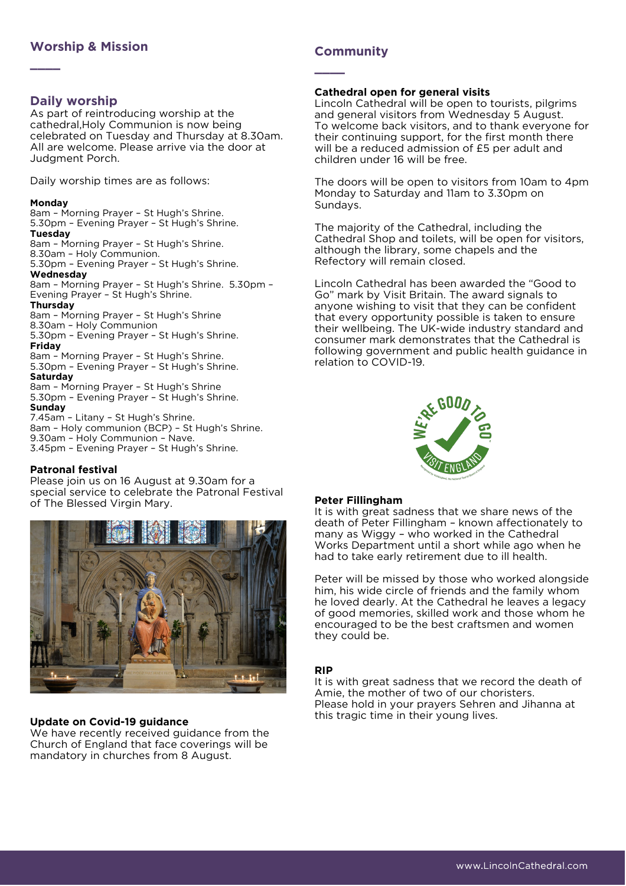## Worship & Mission

### Daily worship

As part of reintroducing worship at the cathedral,Holy Communion is now being celebrated on Tuesday and Thursday at 8.30am. All are welcome. Please arrive via the door at Judgment Porch.

Daily worship times are as follows:

**Monday**
8am – Morning Prayer – St Hugh's Shrine.
5.30pm – Evening Prayer – St Hugh's Shrine.

**Tuesday**
8am – Morning Prayer – St Hugh's Shrine.
8.30am – Holy Communion.
5.30pm – Evening Prayer – St Hugh's Shrine.

**Wednesday**
8am – Morning Prayer – St Hugh's Shrine. 5.30pm – Evening Prayer – St Hugh's Shrine.

**Thursday**
8am – Morning Prayer – St Hugh's Shrine
8.30am – Holy Communion
5.30pm – Evening Prayer – St Hugh's Shrine.

**Friday**
8am – Morning Prayer – St Hugh's Shrine.
5.30pm – Evening Prayer – St Hugh's Shrine.

**Saturday**
8am – Morning Prayer – St Hugh's Shrine
5.30pm – Evening Prayer – St Hugh's Shrine.

**Sunday**
7.45am – Litany – St Hugh's Shrine.
8am – Holy communion (BCP) – St Hugh's Shrine.
9.30am – Holy Communion – Nave.
3.45pm – Evening Prayer – St Hugh's Shrine.

**Patronal festival**

Please join us on 16 August at 9.30am for a special service to celebrate the Patronal Festival of The Blessed Virgin Mary.

**Update on Covid-19 guidance**

We have recently received guidance from the Church of England that face coverings will be mandatory in churches from 8 August.

## Community

**Cathedral open for general visits**

Lincoln Cathedral will be open to tourists, pilgrims and general visitors from Wednesday 5 August. To welcome back visitors, and to thank everyone for their continuing support, for the first month there will be a reduced admission of £5 per adult and children under 16 will be free.

The doors will be open to visitors from 10am to 4pm Monday to Saturday and 11am to 3.30pm on Sundays.

The majority of the Cathedral, including the Cathedral Shop and toilets, will be open for visitors, although the library, some chapels and the Refectory will remain closed.

Lincoln Cathedral has been awarded the "Good to Go" mark by Visit Britain. The award signals to anyone wishing to visit that they can be confident that every opportunity possible is taken to ensure their wellbeing. The UK-wide industry standard and consumer mark demonstrates that the Cathedral is following government and public health guidance in relation to COVID-19.

**Peter Fillingham**

It is with great sadness that we share news of the death of Peter Fillingham – known affectionately to many as Wiggy – who worked in the Cathedral Works Department until a short while ago when he had to take early retirement due to ill health.

Peter will be missed by those who worked alongside him, his wide circle of friends and the family whom he loved dearly. At the Cathedral he leaves a legacy of good memories, skilled work and those whom he encouraged to be the best craftsmen and women they could be.

**RIP**

It is with great sadness that we record the death of Amie, the mother of two of our choristers. Please hold in your prayers Sehren and Jihanna at this tragic time in their young lives.